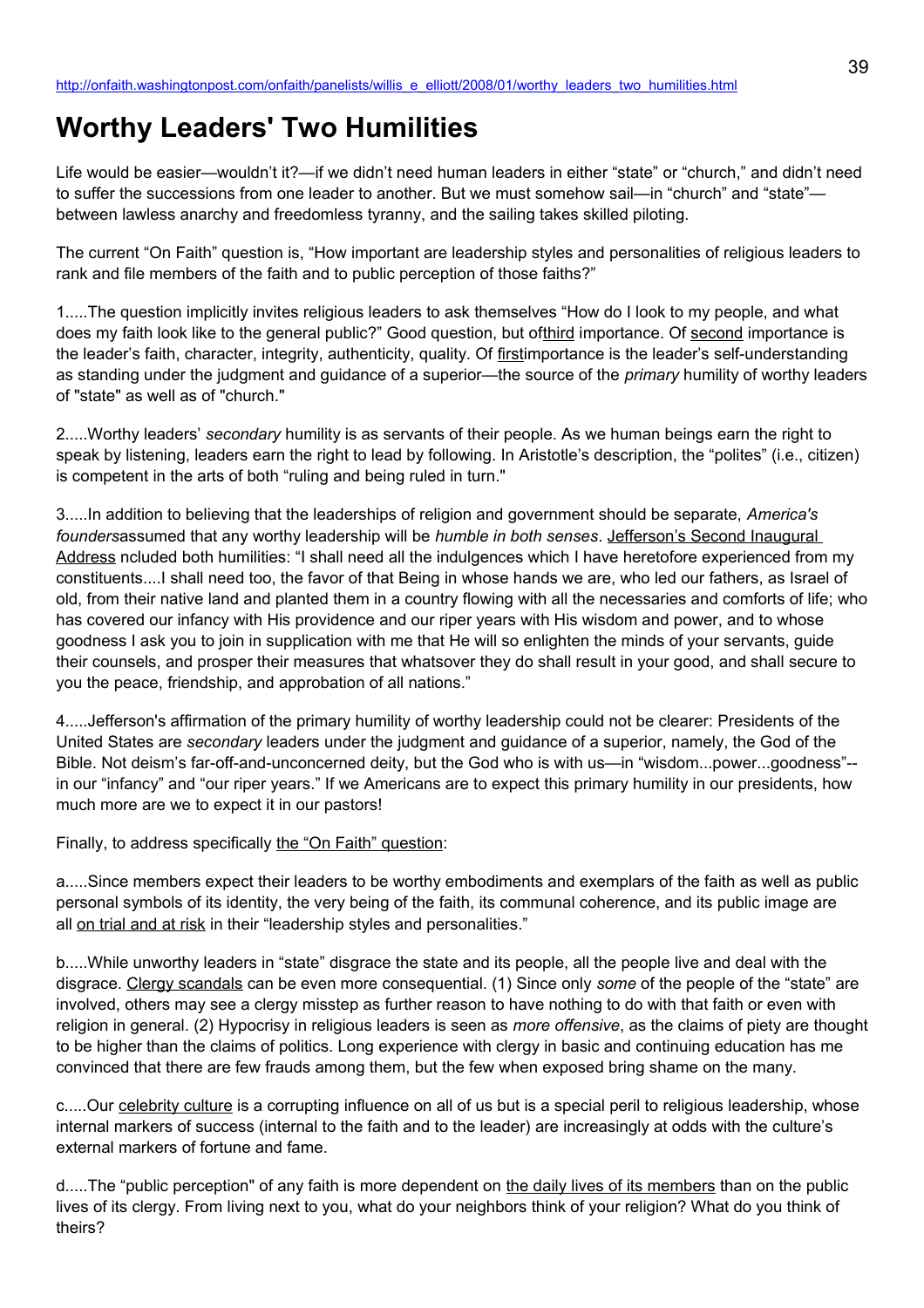http://onfaith.washingtonpost.com/onfaith/panelists/willis_e_elliott/2008/01/worthy_leaders_two_humilities.html

# Worthy Leaders' Two Humilities

Life would be easier—wouldn't it?—if we didn't need human leaders in either "state" or "church," and didn't need to suffer the successions from one leader to another. But we must somehow sail—in "church" and "state"—between lawless anarchy and freedomless tyranny, and the sailing takes skilled piloting.

The current "On Faith" question is, "How important are leadership styles and personalities of religious leaders to rank and file members of the faith and to public perception of those faiths?"

1.....The question implicitly invites religious leaders to ask themselves "How do I look to my people, and what does my faith look like to the general public?" Good question, but ofthird importance. Of second importance is the leader's faith, character, integrity, authenticity, quality. Of firstimportance is the leader's self-understanding as standing under the judgment and guidance of a superior—the source of the *primary* humility of worthy leaders of "state" as well as of "church."

2.....Worthy leaders' *secondary* humility is as servants of their people. As we human beings earn the right to speak by listening, leaders earn the right to lead by following. In Aristotle's description, the "polites" (i.e., citizen) is competent in the arts of both "ruling and being ruled in turn."

3.....In addition to believing that the leaderships of religion and government should be separate, *America's founders*assumed that any worthy leadership will be *humble in both senses*. Jefferson's Second Inaugural Address ncluded both humilities: "I shall need all the indulgences which I have heretofore experienced from my constituents....I shall need too, the favor of that Being in whose hands we are, who led our fathers, as Israel of old, from their native land and planted them in a country flowing with all the necessaries and comforts of life; who has covered our infancy with His providence and our riper years with His wisdom and power, and to whose goodness I ask you to join in supplication with me that He will so enlighten the minds of your servants, guide their counsels, and prosper their measures that whatsoever they do shall result in your good, and shall secure to you the peace, friendship, and approbation of all nations."

4.....Jefferson's affirmation of the primary humility of worthy leadership could not be clearer: Presidents of the United States are *secondary* leaders under the judgment and guidance of a superior, namely, the God of the Bible. Not deism's far-off-and-unconcerned deity, but the God who is with us—in "wisdom...power...goodness"--in our "infancy" and "our riper years." If we Americans are to expect this primary humility in our presidents, how much more are we to expect it in our pastors!

Finally, to address specifically the "On Faith" question:

a.....Since members expect their leaders to be worthy embodiments and exemplars of the faith as well as public personal symbols of its identity, the very being of the faith, its communal coherence, and its public image are all on trial and at risk in their "leadership styles and personalities."

b.....While unworthy leaders in "state" disgrace the state and its people, all the people live and deal with the disgrace. Clergy scandals can be even more consequential. (1) Since only *some* of the people of the "state" are involved, others may see a clergy misstep as further reason to have nothing to do with that faith or even with religion in general. (2) Hypocrisy in religious leaders is seen as *more offensive*, as the claims of piety are thought to be higher than the claims of politics. Long experience with clergy in basic and continuing education has me convinced that there are few frauds among them, but the few when exposed bring shame on the many.

c.....Our celebrity culture is a corrupting influence on all of us but is a special peril to religious leadership, whose internal markers of success (internal to the faith and to the leader) are increasingly at odds with the culture's external markers of fortune and fame.

d.....The "public perception" of any faith is more dependent on the daily lives of its members than on the public lives of its clergy. From living next to you, what do your neighbors think of your religion? What do you think of theirs?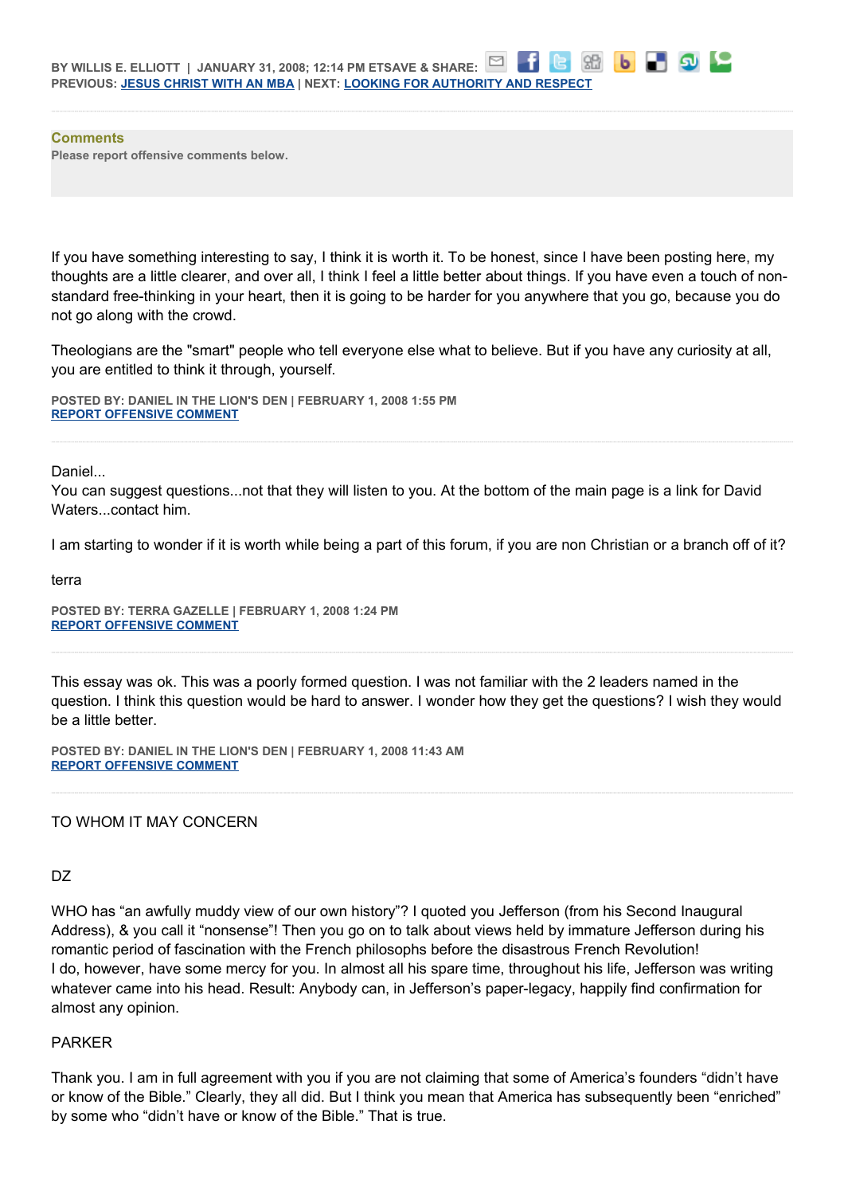**BY WILLIS E. ELLIOTT | JANUARY 31, 2008; 12:14 PM ETSAVE & SHARE:**
**PREVIOUS: [JESUS CHRIST WITH AN MBA] | NEXT: [LOOKING FOR AUTHORITY AND RESPECT]**

---

## Comments

**Please report offensive comments below.**

If you have something interesting to say, I think it is worth it. To be honest, since I have been posting here, my thoughts are a little clearer, and over all, I think I feel a little better about things. If you have even a touch of non-standard free-thinking in your heart, then it is going to be harder for you anywhere that you go, because you do not go along with the crowd.

Theologians are the "smart" people who tell everyone else what to believe. But if you have any curiosity at all, you are entitled to think it through, yourself.

**POSTED BY: DANIEL IN THE LION'S DEN | FEBRUARY 1, 2008 1:55 PM**
**REPORT OFFENSIVE COMMENT**

---

Daniel...
You can suggest questions...not that they will listen to you. At the bottom of the main page is a link for David Waters...contact him.

I am starting to wonder if it is worth while being a part of this forum, if you are non Christian or a branch off of it?

terra

**POSTED BY: TERRA GAZELLE | FEBRUARY 1, 2008 1:24 PM**
**REPORT OFFENSIVE COMMENT**

---

This essay was ok. This was a poorly formed question. I was not familiar with the 2 leaders named in the question. I think this question would be hard to answer. I wonder how they get the questions? I wish they would be a little better.

**POSTED BY: DANIEL IN THE LION'S DEN | FEBRUARY 1, 2008 11:43 AM**
**REPORT OFFENSIVE COMMENT**

---

TO WHOM IT MAY CONCERN

DZ

WHO has "an awfully muddy view of our own history"? I quoted you Jefferson (from his Second Inaugural Address), & you call it "nonsense"! Then you go on to talk about views held by immature Jefferson during his romantic period of fascination with the French philosophs before the disastrous French Revolution!
I do, however, have some mercy for you. In almost all his spare time, throughout his life, Jefferson was writing whatever came into his head. Result: Anybody can, in Jefferson's paper-legacy, happily find confirmation for almost any opinion.

PARKER

Thank you. I am in full agreement with you if you are not claiming that some of America's founders "didn't have or know of the Bible." Clearly, they all did. But I think you mean that America has subsequently been "enriched" by some who "didn't have or know of the Bible." That is true.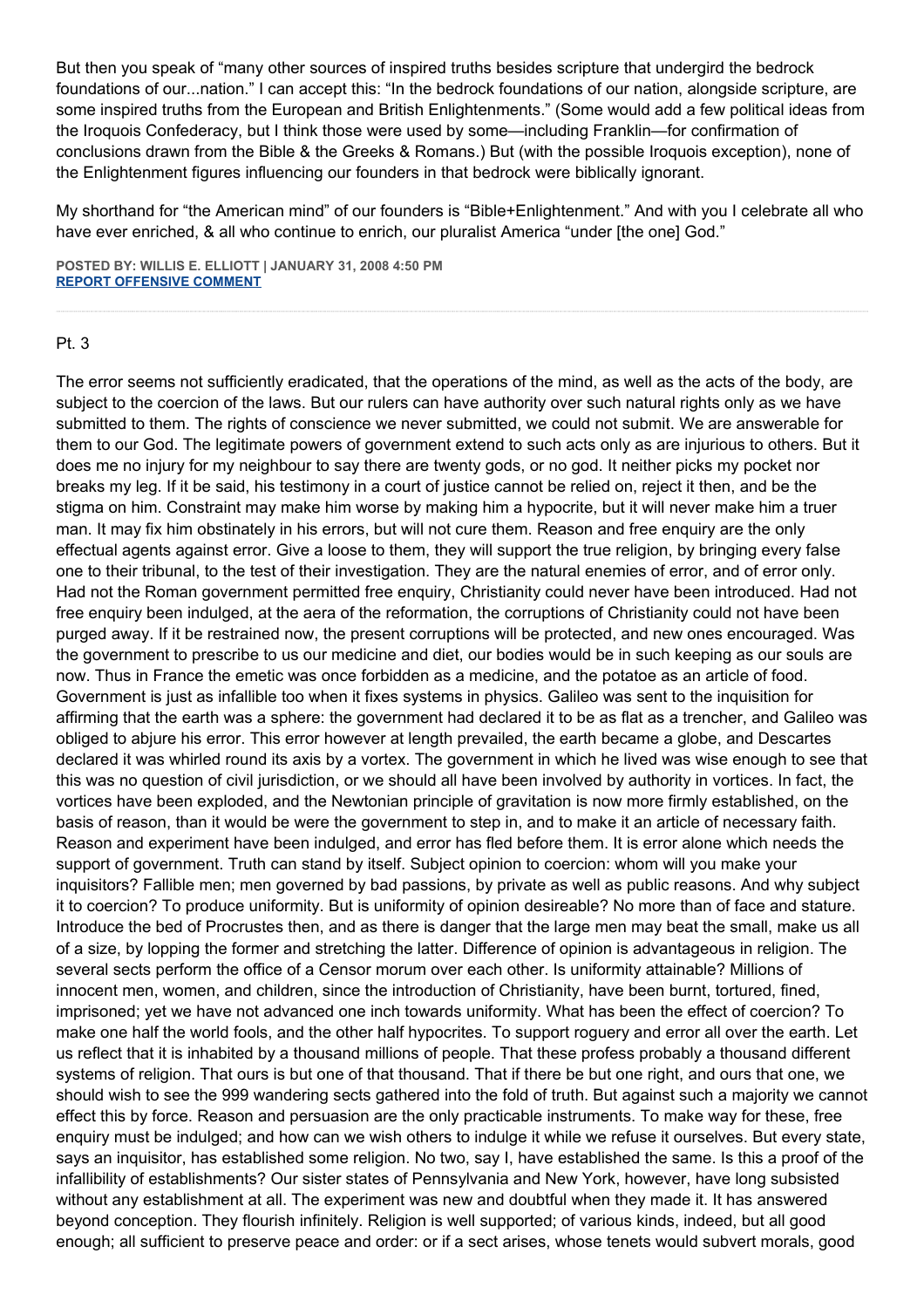But then you speak of "many other sources of inspired truths besides scripture that undergird the bedrock foundations of our...nation." I can accept this: "In the bedrock foundations of our nation, alongside scripture, are some inspired truths from the European and British Enlightenments." (Some would add a few political ideas from the Iroquois Confederacy, but I think those were used by some—including Franklin—for confirmation of conclusions drawn from the Bible & the Greeks & Romans.) But (with the possible Iroquois exception), none of the Enlightenment figures influencing our founders in that bedrock were biblically ignorant.

My shorthand for "the American mind" of our founders is "Bible+Enlightenment." And with you I celebrate all who have ever enriched, & all who continue to enrich, our pluralist America "under [the one] God."

**POSTED BY: WILLIS E. ELLIOTT | JANUARY 31, 2008 4:50 PM**
**REPORT OFFENSIVE COMMENT**

---

Pt. 3

The error seems not sufficiently eradicated, that the operations of the mind, as well as the acts of the body, are subject to the coercion of the laws. But our rulers can have authority over such natural rights only as we have submitted to them. The rights of conscience we never submitted, we could not submit. We are answerable for them to our God. The legitimate powers of government extend to such acts only as are injurious to others. But it does me no injury for my neighbour to say there are twenty gods, or no god. It neither picks my pocket nor breaks my leg. If it be said, his testimony in a court of justice cannot be relied on, reject it then, and be the stigma on him. Constraint may make him worse by making him a hypocrite, but it will never make him a truer man. It may fix him obstinately in his errors, but will not cure them. Reason and free enquiry are the only effectual agents against error. Give a loose to them, they will support the true religion, by bringing every false one to their tribunal, to the test of their investigation. They are the natural enemies of error, and of error only. Had not the Roman government permitted free enquiry, Christianity could never have been introduced. Had not free enquiry been indulged, at the aera of the reformation, the corruptions of Christianity could not have been purged away. If it be restrained now, the present corruptions will be protected, and new ones encouraged. Was the government to prescribe to us our medicine and diet, our bodies would be in such keeping as our souls are now. Thus in France the emetic was once forbidden as a medicine, and the potatoe as an article of food. Government is just as infallible too when it fixes systems in physics. Galileo was sent to the inquisition for affirming that the earth was a sphere: the government had declared it to be as flat as a trencher, and Galileo was obliged to abjure his error. This error however at length prevailed, the earth became a globe, and Descartes declared it was whirled round its axis by a vortex. The government in which he lived was wise enough to see that this was no question of civil jurisdiction, or we should all have been involved by authority in vortices. In fact, the vortices have been exploded, and the Newtonian principle of gravitation is now more firmly established, on the basis of reason, than it would be were the government to step in, and to make it an article of necessary faith. Reason and experiment have been indulged, and error has fled before them. It is error alone which needs the support of government. Truth can stand by itself. Subject opinion to coercion: whom will you make your inquisitors? Fallible men; men governed by bad passions, by private as well as public reasons. And why subject it to coercion? To produce uniformity. But is uniformity of opinion desireable? No more than of face and stature. Introduce the bed of Procrustes then, and as there is danger that the large men may beat the small, make us all of a size, by lopping the former and stretching the latter. Difference of opinion is advantageous in religion. The several sects perform the office of a Censor morum over each other. Is uniformity attainable? Millions of innocent men, women, and children, since the introduction of Christianity, have been burnt, tortured, fined, imprisoned; yet we have not advanced one inch towards uniformity. What has been the effect of coercion? To make one half the world fools, and the other half hypocrites. To support roguery and error all over the earth. Let us reflect that it is inhabited by a thousand millions of people. That these profess probably a thousand different systems of religion. That ours is but one of that thousand. That if there be but one right, and ours that one, we should wish to see the 999 wandering sects gathered into the fold of truth. But against such a majority we cannot effect this by force. Reason and persuasion are the only practicable instruments. To make way for these, free enquiry must be indulged; and how can we wish others to indulge it while we refuse it ourselves. But every state, says an inquisitor, has established some religion. No two, say I, have established the same. Is this a proof of the infallibility of establishments? Our sister states of Pennsylvania and New York, however, have long subsisted without any establishment at all. The experiment was new and doubtful when they made it. It has answered beyond conception. They flourish infinitely. Religion is well supported; of various kinds, indeed, but all good enough; all sufficient to preserve peace and order: or if a sect arises, whose tenets would subvert morals, good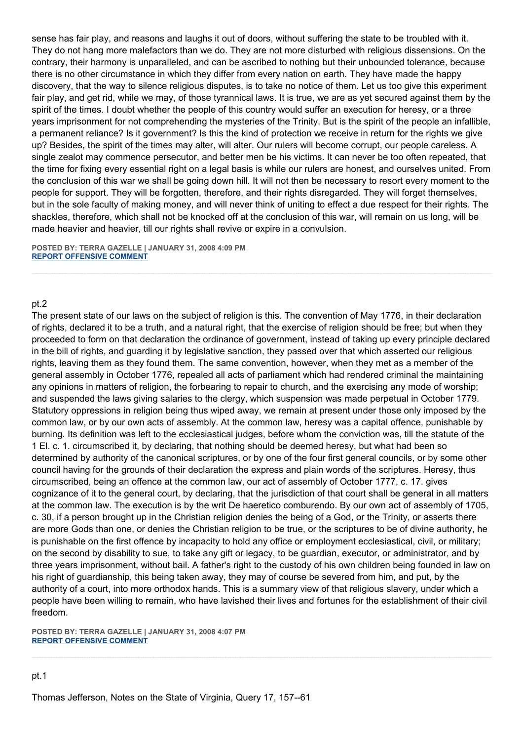sense has fair play, and reasons and laughs it out of doors, without suffering the state to be troubled with it. They do not hang more malefactors than we do. They are not more disturbed with religious dissensions. On the contrary, their harmony is unparalleled, and can be ascribed to nothing but their unbounded tolerance, because there is no other circumstance in which they differ from every nation on earth. They have made the happy discovery, that the way to silence religious disputes, is to take no notice of them. Let us too give this experiment fair play, and get rid, while we may, of those tyrannical laws. It is true, we are as yet secured against them by the spirit of the times. I doubt whether the people of this country would suffer an execution for heresy, or a three years imprisonment for not comprehending the mysteries of the Trinity. But is the spirit of the people an infallible, a permanent reliance? Is it government? Is this the kind of protection we receive in return for the rights we give up? Besides, the spirit of the times may alter, will alter. Our rulers will become corrupt, our people careless. A single zealot may commence persecutor, and better men be his victims. It can never be too often repeated, that the time for fixing every essential right on a legal basis is while our rulers are honest, and ourselves united. From the conclusion of this war we shall be going down hill. It will not then be necessary to resort every moment to the people for support. They will be forgotten, therefore, and their rights disregarded. They will forget themselves, but in the sole faculty of making money, and will never think of uniting to effect a due respect for their rights. The shackles, therefore, which shall not be knocked off at the conclusion of this war, will remain on us long, will be made heavier and heavier, till our rights shall revive or expire in a convulsion.

**POSTED BY: TERRA GAZELLE | JANUARY 31, 2008 4:09 PM**
**REPORT OFFENSIVE COMMENT**

---

pt.2
The present state of our laws on the subject of religion is this. The convention of May 1776, in their declaration of rights, declared it to be a truth, and a natural right, that the exercise of religion should be free; but when they proceeded to form on that declaration the ordinance of government, instead of taking up every principle declared in the bill of rights, and guarding it by legislative sanction, they passed over that which asserted our religious rights, leaving them as they found them. The same convention, however, when they met as a member of the general assembly in October 1776, repealed all acts of parliament which had rendered criminal the maintaining any opinions in matters of religion, the forbearing to repair to church, and the exercising any mode of worship; and suspended the laws giving salaries to the clergy, which suspension was made perpetual in October 1779. Statutory oppressions in religion being thus wiped away, we remain at present under those only imposed by the common law, or by our own acts of assembly. At the common law, heresy was a capital offence, punishable by burning. Its definition was left to the ecclesiastical judges, before whom the conviction was, till the statute of the 1 El. c. 1. circumscribed it, by declaring, that nothing should be deemed heresy, but what had been so determined by authority of the canonical scriptures, or by one of the four first general councils, or by some other council having for the grounds of their declaration the express and plain words of the scriptures. Heresy, thus circumscribed, being an offence at the common law, our act of assembly of October 1777, c. 17. gives cognizance of it to the general court, by declaring, that the jurisdiction of that court shall be general in all matters at the common law. The execution is by the writ De haeretico comburendo. By our own act of assembly of 1705, c. 30, if a person brought up in the Christian religion denies the being of a God, or the Trinity, or asserts there are more Gods than one, or denies the Christian religion to be true, or the scriptures to be of divine authority, he is punishable on the first offence by incapacity to hold any office or employment ecclesiastical, civil, or military; on the second by disability to sue, to take any gift or legacy, to be guardian, executor, or administrator, and by three years imprisonment, without bail. A father's right to the custody of his own children being founded in law on his right of guardianship, this being taken away, they may of course be severed from him, and put, by the authority of a court, into more orthodox hands. This is a summary view of that religious slavery, under which a people have been willing to remain, who have lavished their lives and fortunes for the establishment of their civil freedom.

**POSTED BY: TERRA GAZELLE | JANUARY 31, 2008 4:07 PM**
**REPORT OFFENSIVE COMMENT**

---

pt.1

Thomas Jefferson, Notes on the State of Virginia, Query 17, 157--61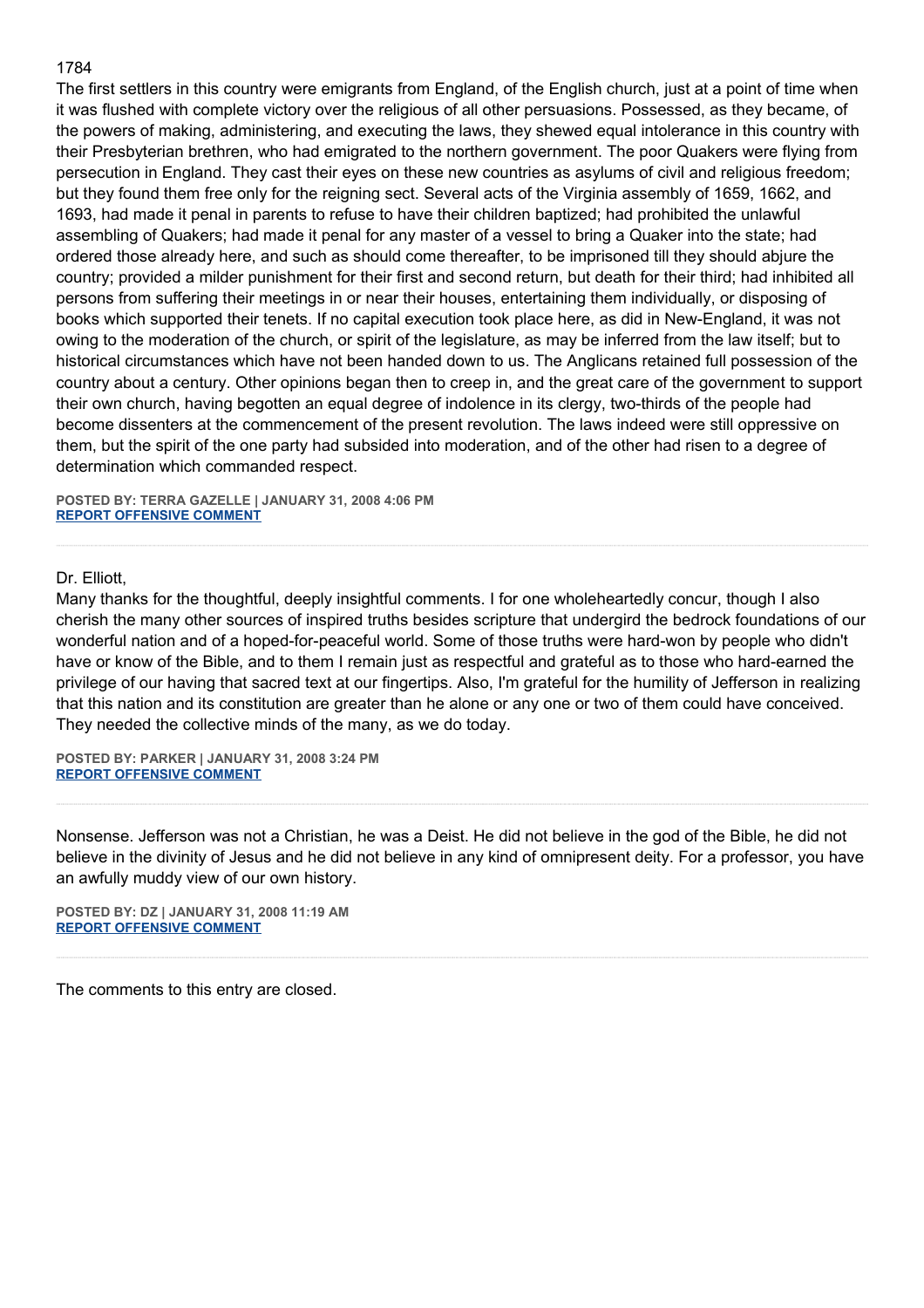1784

The first settlers in this country were emigrants from England, of the English church, just at a point of time when it was flushed with complete victory over the religious of all other persuasions. Possessed, as they became, of the powers of making, administering, and executing the laws, they shewed equal intolerance in this country with their Presbyterian brethren, who had emigrated to the northern government. The poor Quakers were flying from persecution in England. They cast their eyes on these new countries as asylums of civil and religious freedom; but they found them free only for the reigning sect. Several acts of the Virginia assembly of 1659, 1662, and 1693, had made it penal in parents to refuse to have their children baptized; had prohibited the unlawful assembling of Quakers; had made it penal for any master of a vessel to bring a Quaker into the state; had ordered those already here, and such as should come thereafter, to be imprisoned till they should abjure the country; provided a milder punishment for their first and second return, but death for their third; had inhibited all persons from suffering their meetings in or near their houses, entertaining them individually, or disposing of books which supported their tenets. If no capital execution took place here, as did in New-England, it was not owing to the moderation of the church, or spirit of the legislature, as may be inferred from the law itself; but to historical circumstances which have not been handed down to us. The Anglicans retained full possession of the country about a century. Other opinions began then to creep in, and the great care of the government to support their own church, having begotten an equal degree of indolence in its clergy, two-thirds of the people had become dissenters at the commencement of the present revolution. The laws indeed were still oppressive on them, but the spirit of the one party had subsided into moderation, and of the other had risen to a degree of determination which commanded respect.

**POSTED BY: TERRA GAZELLE | JANUARY 31, 2008 4:06 PM**
**REPORT OFFENSIVE COMMENT**

---

Dr. Elliott,

Many thanks for the thoughtful, deeply insightful comments. I for one wholeheartedly concur, though I also cherish the many other sources of inspired truths besides scripture that undergird the bedrock foundations of our wonderful nation and of a hoped-for-peaceful world. Some of those truths were hard-won by people who didn't have or know of the Bible, and to them I remain just as respectful and grateful as to those who hard-earned the privilege of our having that sacred text at our fingertips. Also, I'm grateful for the humility of Jefferson in realizing that this nation and its constitution are greater than he alone or any one or two of them could have conceived. They needed the collective minds of the many, as we do today.

**POSTED BY: PARKER | JANUARY 31, 2008 3:24 PM**
**REPORT OFFENSIVE COMMENT**

---

Nonsense. Jefferson was not a Christian, he was a Deist. He did not believe in the god of the Bible, he did not believe in the divinity of Jesus and he did not believe in any kind of omnipresent deity. For a professor, you have an awfully muddy view of our own history.

**POSTED BY: DZ | JANUARY 31, 2008 11:19 AM**
**REPORT OFFENSIVE COMMENT**

---

The comments to this entry are closed.